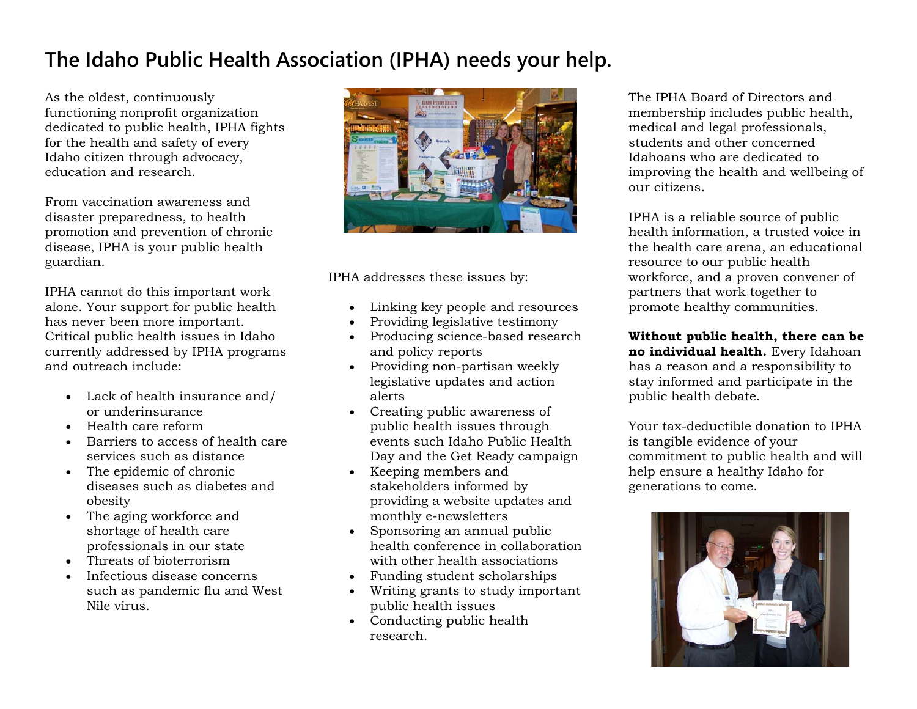# The Idaho Public Health Association (IPHA) needs your help.

As the oldest, continuously functioning nonprofit organization dedicated to public health, IPHA fights for the health and safety of every Idaho citizen through advocacy, education and research.

From vaccination awareness and disaster preparedness, to health promotion and prevention of chronic disease, IPHA is your public health guardian.

IPHA cannot do this important work alone. Your support for public health has never been more important. Critical public health issues in Idaho currently addressed by IPHA programs and outreach include:

- Lack of health insurance and/ or underinsurance
- Health care reform
- Barriers to access of health care services such as distance
- The epidemic of chronic diseases such as diabetes and obesity
- The aging workforce and shortage of health care professionals in our state
- Threats of bioterrorism
- Infectious disease concerns such as pandemic flu and West Nile virus.

IPHA addresses these issues by:

- Linking key people and resources
- Providing legislative testimony
- Producing science-based research and policy reports
- Providing non-partisan weekly legislative updates and action alerts
- Creating public awareness of public health issues through events such Idaho Public Health Day and the Get Ready campaign
- Keeping members and stakeholders informed by providing a website updates and monthly e-newsletters
- Sponsoring an annual public health conference in collaboration with other health associations
- Funding student scholarships
- Writing grants to study important public health issues
- Conducting public health research.

The IPHA Board of Directors and membership includes public health, medical and legal professionals, students and other concerned Idahoans who are dedicated to improving the health and wellbeing of our citizens.

IPHA is a reliable source of public health information, a trusted voice in the health care arena, an educational resource to our public health workforce, and a proven convener of partners that work together to promote healthy communities.

**Without public health, there can be no individual health.** Every Idahoan has a reason and a responsibility to stay informed and participate in the public health debate.

Your tax-deductible donation to IPHA is tangible evidence of your commitment to public health and will help ensure a healthy Idaho for generations to come.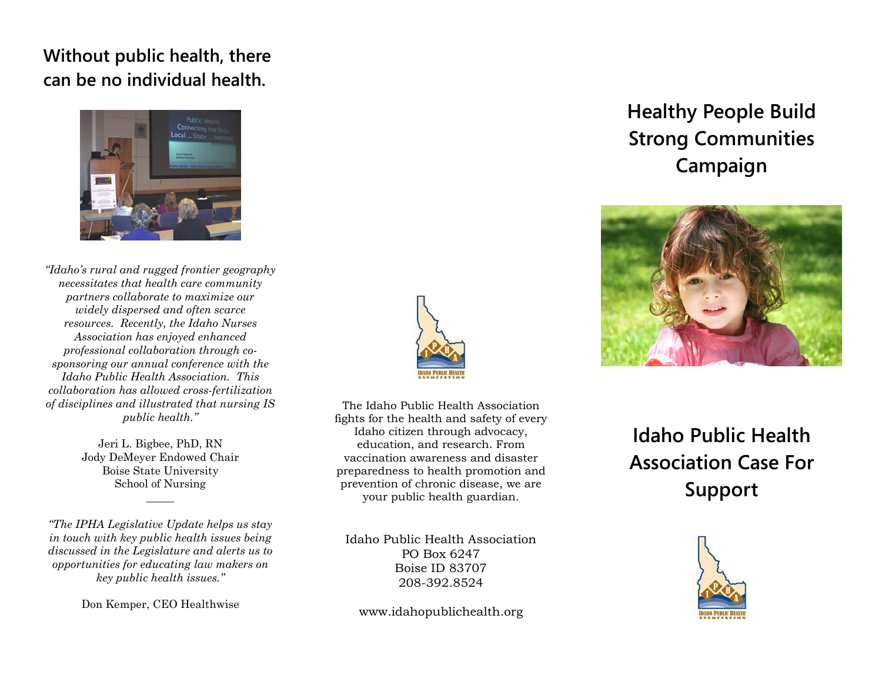## Without public health, there can be no individual health.

*"Idaho's rural and rugged frontier geography necessitates that health care community partners collaborate to maximize our widely dispersed and often scarce resources. Recently, the Idaho Nurses Association has enjoyed enhanced professional collaboration through co-sponsoring our annual conference with the Idaho Public Health Association. This collaboration has allowed cross-fertilization of disciplines and illustrated that nursing IS public health."*

Jeri L. Bigbee, PhD, RN
Jody DeMeyer Endowed Chair
Boise State University
School of Nursing

---

*"The IPHA Legislative Update helps us stay in touch with key public health issues being discussed in the Legislature and alerts us to opportunities for educating law makers on key public health issues."*

Don Kemper, CEO Healthwise

The Idaho Public Health Association fights for the health and safety of every Idaho citizen through advocacy, education, and research. From vaccination awareness and disaster preparedness to health promotion and prevention of chronic disease, we are your public health guardian.

Idaho Public Health Association
PO Box 6247
Boise ID 83707
208-392.8524

www.idahopublichealth.org

# Healthy People Build Strong Communities Campaign

# Idaho Public Health Association Case For Support